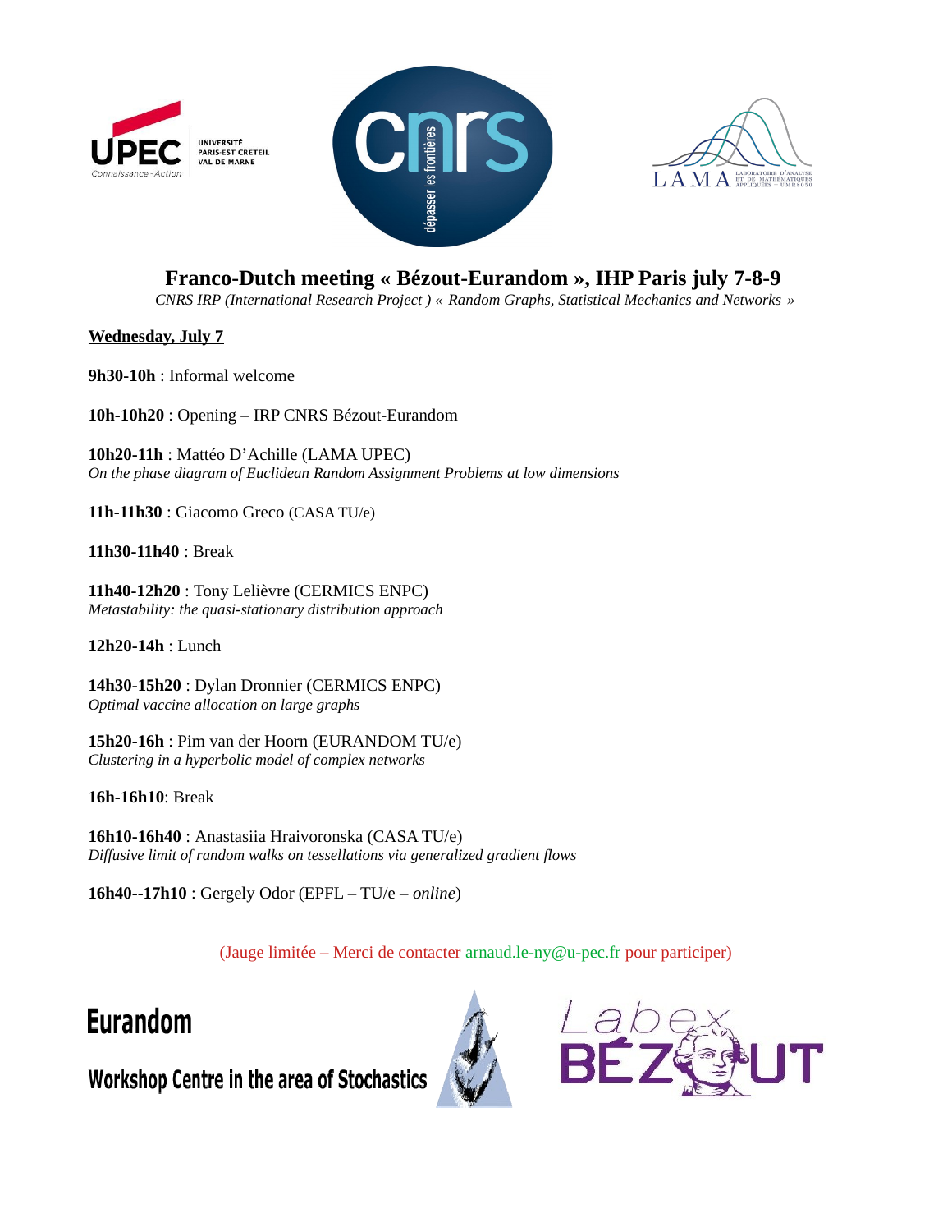# Franco-Dutch meeting « Bézout-Eurandom », IHP Paris july 7-8-9

*CNRS IRP (International Research Project ) « Random Graphs, Statistical Mechanics and Networks »*

**<u>Wednesday, July 7</u>**

**9h30-10h** : Informal welcome

**10h-10h20** : Opening – IRP CNRS Bézout-Eurandom

**10h20-11h** : Mattéo D'Achille (LAMA UPEC)
*On the phase diagram of Euclidean Random Assignment Problems at low dimensions*

**11h-11h30** : Giacomo Greco (CASA TU/e)

**11h30-11h40** : Break

**11h40-12h20** : Tony Lelièvre (CERMICS ENPC)
*Metastability: the quasi-stationary distribution approach*

**12h20-14h** : Lunch

**14h30-15h20** : Dylan Dronnier (CERMICS ENPC)
*Optimal vaccine allocation on large graphs*

**15h20-16h** : Pim van der Hoorn (EURANDOM TU/e)
*Clustering in a hyperbolic model of complex networks*

**16h-16h10**: Break

**16h10-16h40** : Anastasiia Hraivoronska (CASA TU/e)
*Diffusive limit of random walks on tessellations via generalized gradient flows*

**16h40--17h10** : Gergely Odor (EPFL – TU/e – *online*)

(Jauge limitée – Merci de contacter arnaud.le-ny@u-pec.fr pour participer)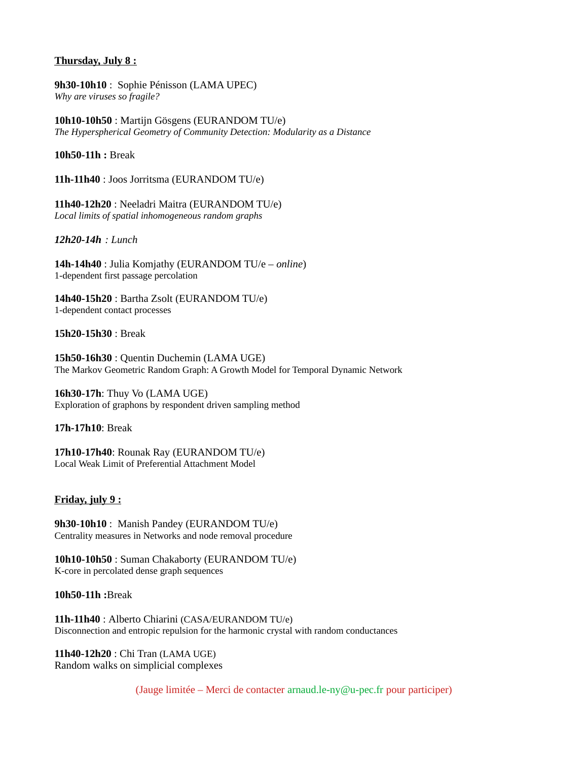**<u>Thursday, July 8 :</u>**

**9h30-10h10** : Sophie Pénisson (LAMA UPEC)
*Why are viruses so fragile?*

**10h10-10h50** : Martijn Gösgens (EURANDOM TU/e)
*The Hyperspherical Geometry of Community Detection: Modularity as a Distance*

**10h50-11h :** Break

**11h-11h40** : Joos Jorritsma (EURANDOM TU/e)

**11h40-12h20** : Neeladri Maitra (EURANDOM TU/e)
*Local limits of spatial inhomogeneous random graphs*

***12h20-14h** : Lunch*

**14h-14h40** : Julia Komjathy (EURANDOM TU/e – *online*)
1-dependent first passage percolation

**14h40-15h20** : Bartha Zsolt (EURANDOM TU/e)
1-dependent contact processes

**15h20-15h30** : Break

**15h50-16h30** : Quentin Duchemin (LAMA UGE)
The Markov Geometric Random Graph: A Growth Model for Temporal Dynamic Network

**16h30-17h**: Thuy Vo (LAMA UGE)
Exploration of graphons by respondent driven sampling method

**17h-17h10**: Break

**17h10-17h40**: Rounak Ray (EURANDOM TU/e)
Local Weak Limit of Preferential Attachment Model

**<u>Friday, july 9 :</u>**

**9h30-10h10** : Manish Pandey (EURANDOM TU/e)
Centrality measures in Networks and node removal procedure

**10h10-10h50** : Suman Chakaborty (EURANDOM TU/e)
K-core in percolated dense graph sequences

**10h50-11h :**Break

**11h-11h40** : Alberto Chiarini (CASA/EURANDOM TU/e)
Disconnection and entropic repulsion for the harmonic crystal with random conductances

**11h40-12h20** : Chi Tran (LAMA UGE)
Random walks on simplicial complexes

(Jauge limitée – Merci de contacter arnaud.le-ny@u-pec.fr pour participer)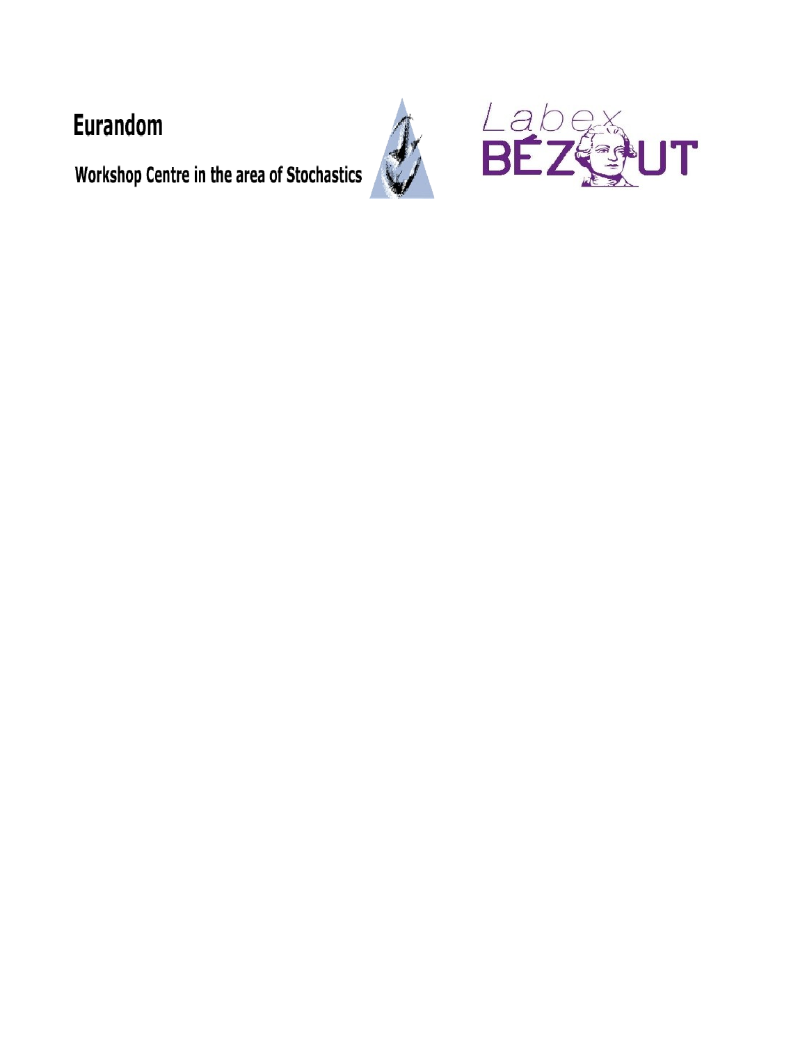**Eurandom**

**Workshop Centre in the area of Stochastics**

Labex

BÉZOUT